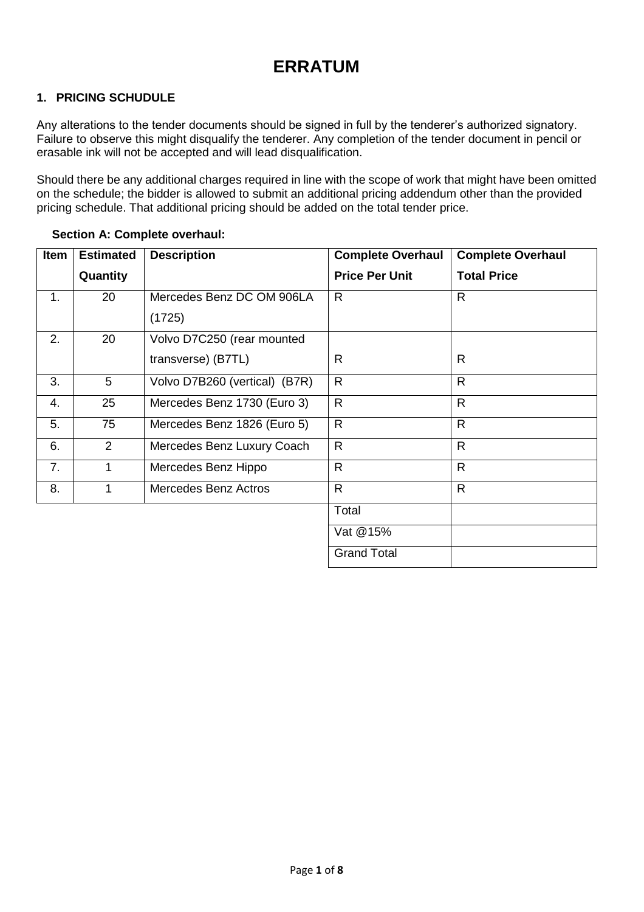# ERRATUM

## 1. PRICING SCHUDULE

Any alterations to the tender documents should be signed in full by the tenderer's authorized signatory. Failure to observe this might disqualify the tenderer. Any completion of the tender document in pencil or erasable ink will not be accepted and will lead disqualification.

Should there be any additional charges required in line with the scope of work that might have been omitted on the schedule; the bidder is allowed to submit an additional pricing addendum other than the provided pricing schedule. That additional pricing should be added on the total tender price.

**Section A: Complete overhaul:**

| Item | Estimated Quantity | Description | Complete Overhaul Price Per Unit | Complete Overhaul Total Price |
|---|---|---|---|---|
| 1. | 20 | Mercedes Benz DC OM 906LA (1725) | R | R |
| 2. | 20 | Volvo D7C250 (rear mounted transverse) (B7TL) | R | R |
| 3. | 5 | Volvo D7B260 (vertical) (B7R) | R | R |
| 4. | 25 | Mercedes Benz 1730 (Euro 3) | R | R |
| 5. | 75 | Mercedes Benz 1826 (Euro 5) | R | R |
| 6. | 2 | Mercedes Benz Luxury Coach | R | R |
| 7. | 1 | Mercedes Benz Hippo | R | R |
| 8. | 1 | Mercedes Benz Actros | R | R |
| | | | Total | |
| | | | Vat @15% | |
| | | | Grand Total | |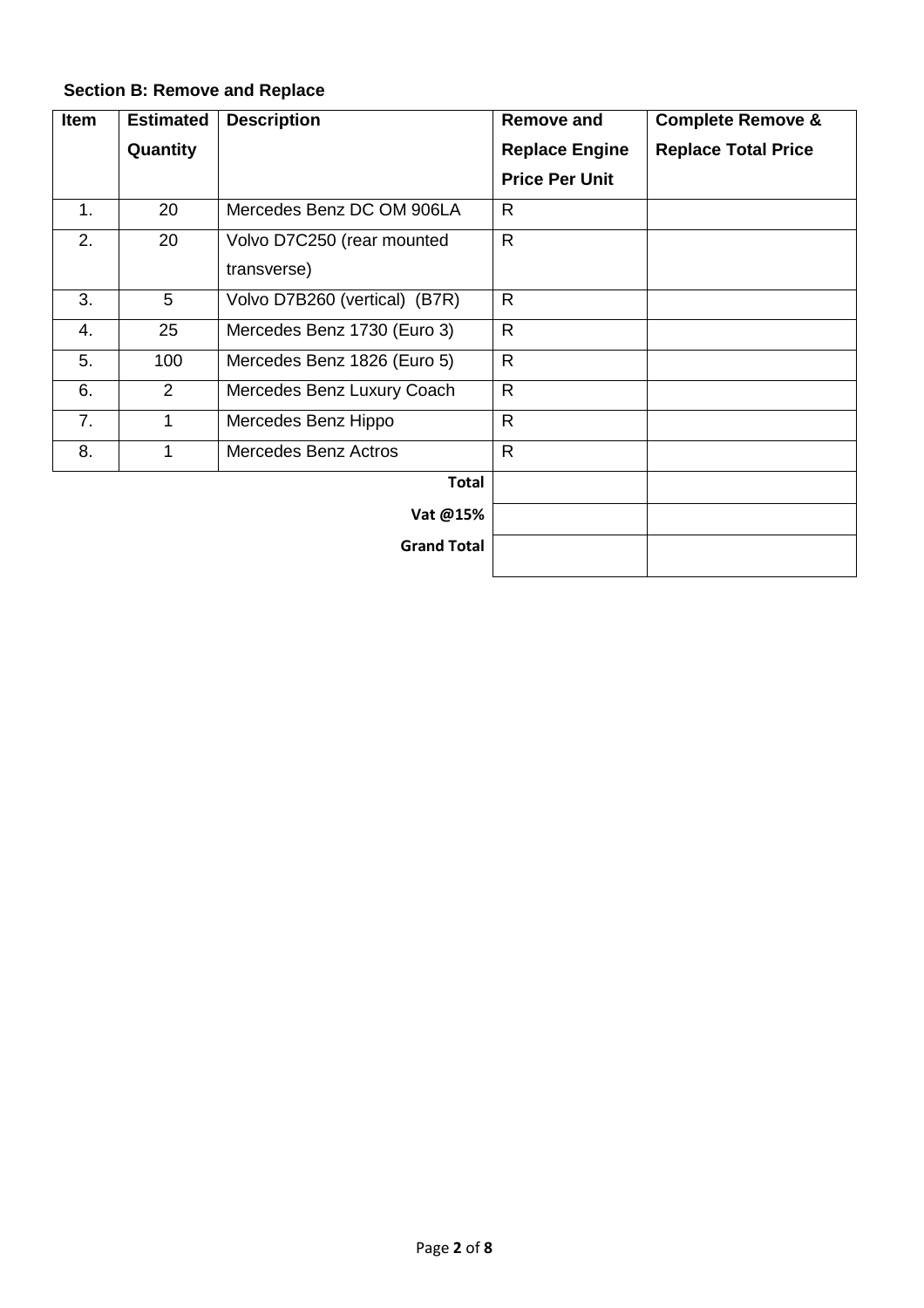**Section B: Remove and Replace**

| Item | Estimated Quantity | Description | Remove and Replace Engine Price Per Unit | Complete Remove & Replace Total Price |
|---|---|---|---|---|
| 1. | 20 | Mercedes Benz DC OM 906LA | R | |
| 2. | 20 | Volvo D7C250 (rear mounted transverse) | R | |
| 3. | 5 | Volvo D7B260 (vertical) (B7R) | R | |
| 4. | 25 | Mercedes Benz 1730 (Euro 3) | R | |
| 5. | 100 | Mercedes Benz 1826 (Euro 5) | R | |
| 6. | 2 | Mercedes Benz Luxury Coach | R | |
| 7. | 1 | Mercedes Benz Hippo | R | |
| 8. | 1 | Mercedes Benz Actros | R | |
| | | **Total** | | |
| | | **Vat @15%** | | |
| | | **Grand Total** | | |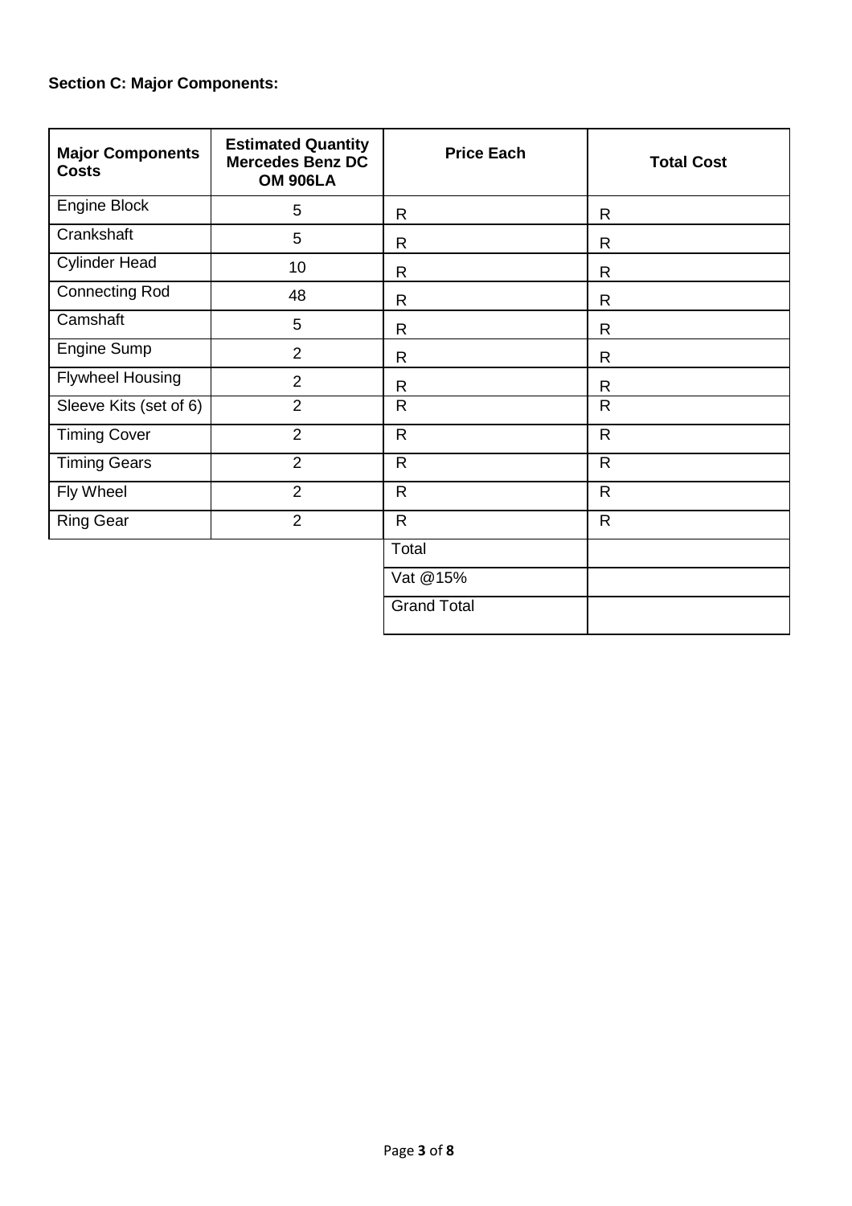**Section C: Major Components:**

| Major Components Costs | Estimated Quantity Mercedes Benz DC OM 906LA | Price Each | Total Cost |
|---|---|---|---|
| Engine Block | 5 | R | R |
| Crankshaft | 5 | R | R |
| Cylinder Head | 10 | R | R |
| Connecting Rod | 48 | R | R |
| Camshaft | 5 | R | R |
| Engine Sump | 2 | R | R |
| Flywheel Housing | 2 | R | R |
| Sleeve Kits (set of 6) | 2 | R | R |
| Timing Cover | 2 | R | R |
| Timing Gears | 2 | R | R |
| Fly Wheel | 2 | R | R |
| Ring Gear | 2 | R | R |
| | | Total | |
| | | Vat @15% | |
| | | Grand Total | |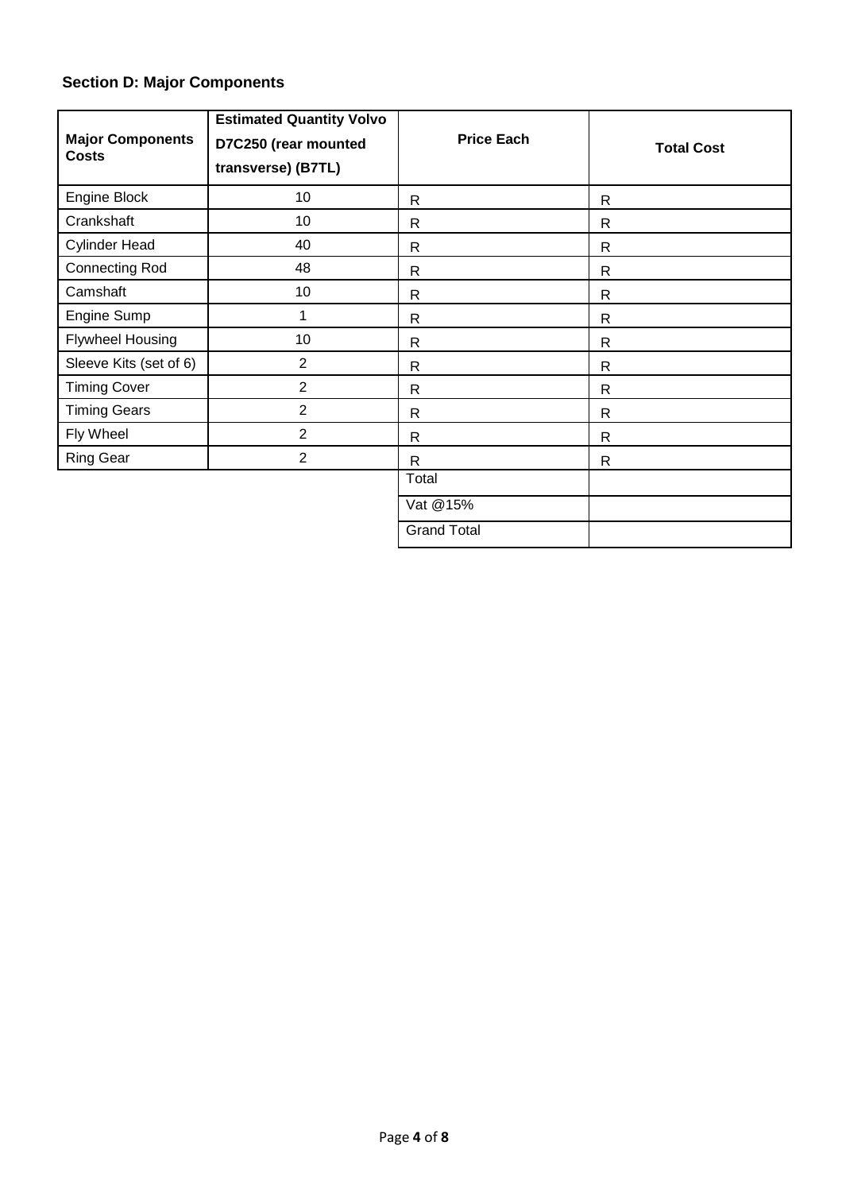### Section D: Major Components

| Major Components Costs | Estimated Quantity Volvo D7C250 (rear mounted transverse) (B7TL) | Price Each | Total Cost |
|---|---|---|---|
| Engine Block | 10 | R | R |
| Crankshaft | 10 | R | R |
| Cylinder Head | 40 | R | R |
| Connecting Rod | 48 | R | R |
| Camshaft | 10 | R | R |
| Engine Sump | 1 | R | R |
| Flywheel Housing | 10 | R | R |
| Sleeve Kits (set of 6) | 2 | R | R |
| Timing Cover | 2 | R | R |
| Timing Gears | 2 | R | R |
| Fly Wheel | 2 | R | R |
| Ring Gear | 2 | R | R |
| | | Total | |
| | | Vat @15% | |
| | | Grand Total | |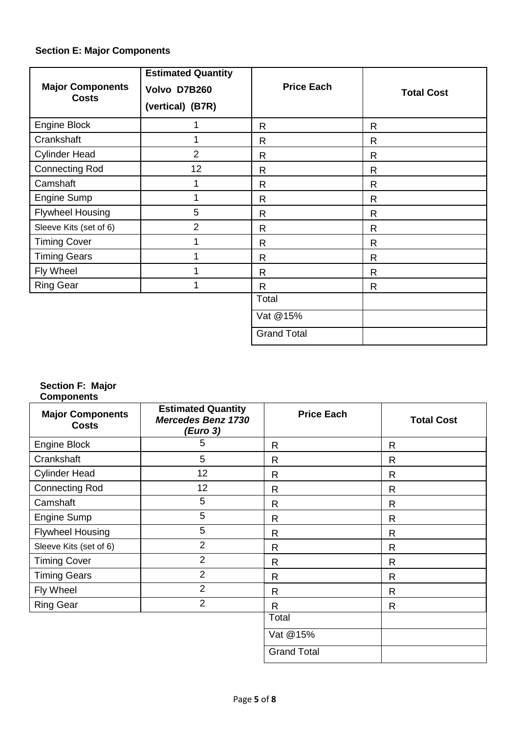**Section E: Major Components**

| Major Components Costs | Estimated Quantity Volvo D7B260 (vertical) (B7R) | Price Each | Total Cost |
|---|---|---|---|
| Engine Block | 1 | R | R |
| Crankshaft | 1 | R | R |
| Cylinder Head | 2 | R | R |
| Connecting Rod | 12 | R | R |
| Camshaft | 1 | R | R |
| Engine Sump | 1 | R | R |
| Flywheel Housing | 5 | R | R |
| Sleeve Kits (set of 6) | 2 | R | R |
| Timing Cover | 1 | R | R |
| Timing Gears | 1 | R | R |
| Fly Wheel | 1 | R | R |
| Ring Gear | 1 | R | R |
| | | Total | |
| | | Vat @15% | |
| | | Grand Total | |

**Section F: Major Components**

| Major Components Costs | Estimated Quantity *Mercedes Benz 1730 (Euro 3)* | Price Each | Total Cost |
|---|---|---|---|
| Engine Block | 5 | R | R |
| Crankshaft | 5 | R | R |
| Cylinder Head | 12 | R | R |
| Connecting Rod | 12 | R | R |
| Camshaft | 5 | R | R |
| Engine Sump | 5 | R | R |
| Flywheel Housing | 5 | R | R |
| Sleeve Kits (set of 6) | 2 | R | R |
| Timing Cover | 2 | R | R |
| Timing Gears | 2 | R | R |
| Fly Wheel | 2 | R | R |
| Ring Gear | 2 | R | R |
| | | Total | |
| | | Vat @15% | |
| | | Grand Total | |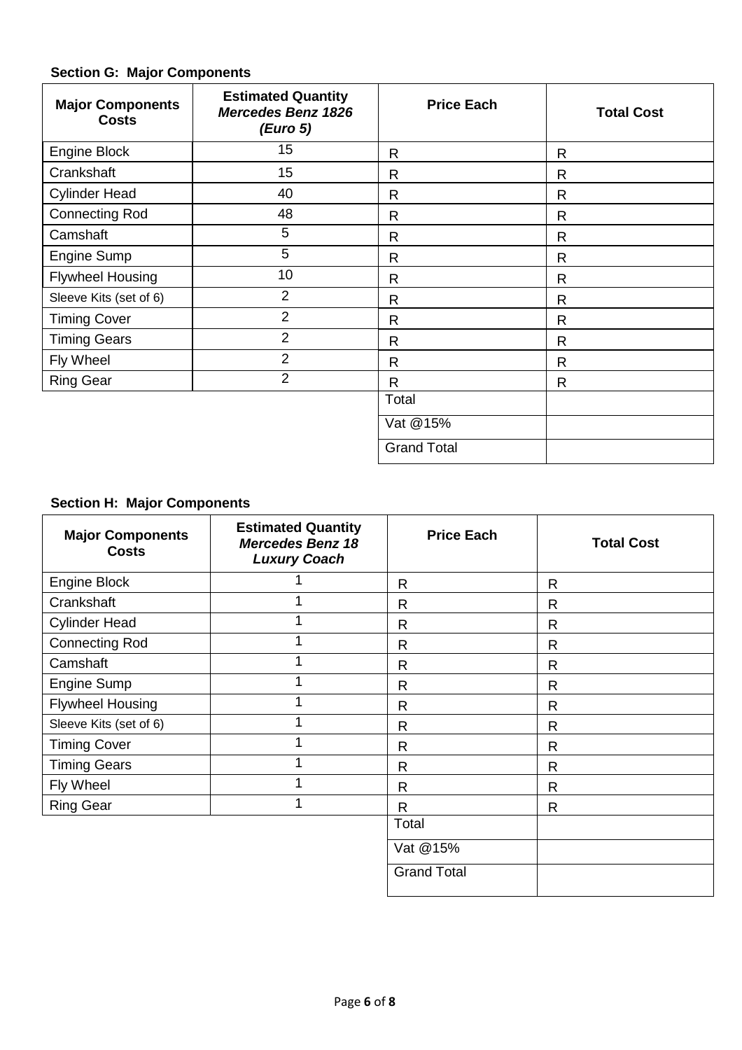**Section G: Major Components**

| Major Components Costs | Estimated Quantity ***Mercedes Benz 1826 (Euro 5)*** | Price Each | Total Cost |
|---|---|---|---|
| Engine Block | 15 | R | R |
| Crankshaft | 15 | R | R |
| Cylinder Head | 40 | R | R |
| Connecting Rod | 48 | R | R |
| Camshaft | 5 | R | R |
| Engine Sump | 5 | R | R |
| Flywheel Housing | 10 | R | R |
| Sleeve Kits (set of 6) | 2 | R | R |
| Timing Cover | 2 | R | R |
| Timing Gears | 2 | R | R |
| Fly Wheel | 2 | R | R |
| Ring Gear | 2 | R | R |
| | | Total | |
| | | Vat @15% | |
| | | Grand Total | |

**Section H: Major Components**

| Major Components Costs | Estimated Quantity ***Mercedes Benz 18 Luxury Coach*** | Price Each | Total Cost |
|---|---|---|---|
| Engine Block | 1 | R | R |
| Crankshaft | 1 | R | R |
| Cylinder Head | 1 | R | R |
| Connecting Rod | 1 | R | R |
| Camshaft | 1 | R | R |
| Engine Sump | 1 | R | R |
| Flywheel Housing | 1 | R | R |
| Sleeve Kits (set of 6) | 1 | R | R |
| Timing Cover | 1 | R | R |
| Timing Gears | 1 | R | R |
| Fly Wheel | 1 | R | R |
| Ring Gear | 1 | R | R |
| | | Total | |
| | | Vat @15% | |
| | | Grand Total | |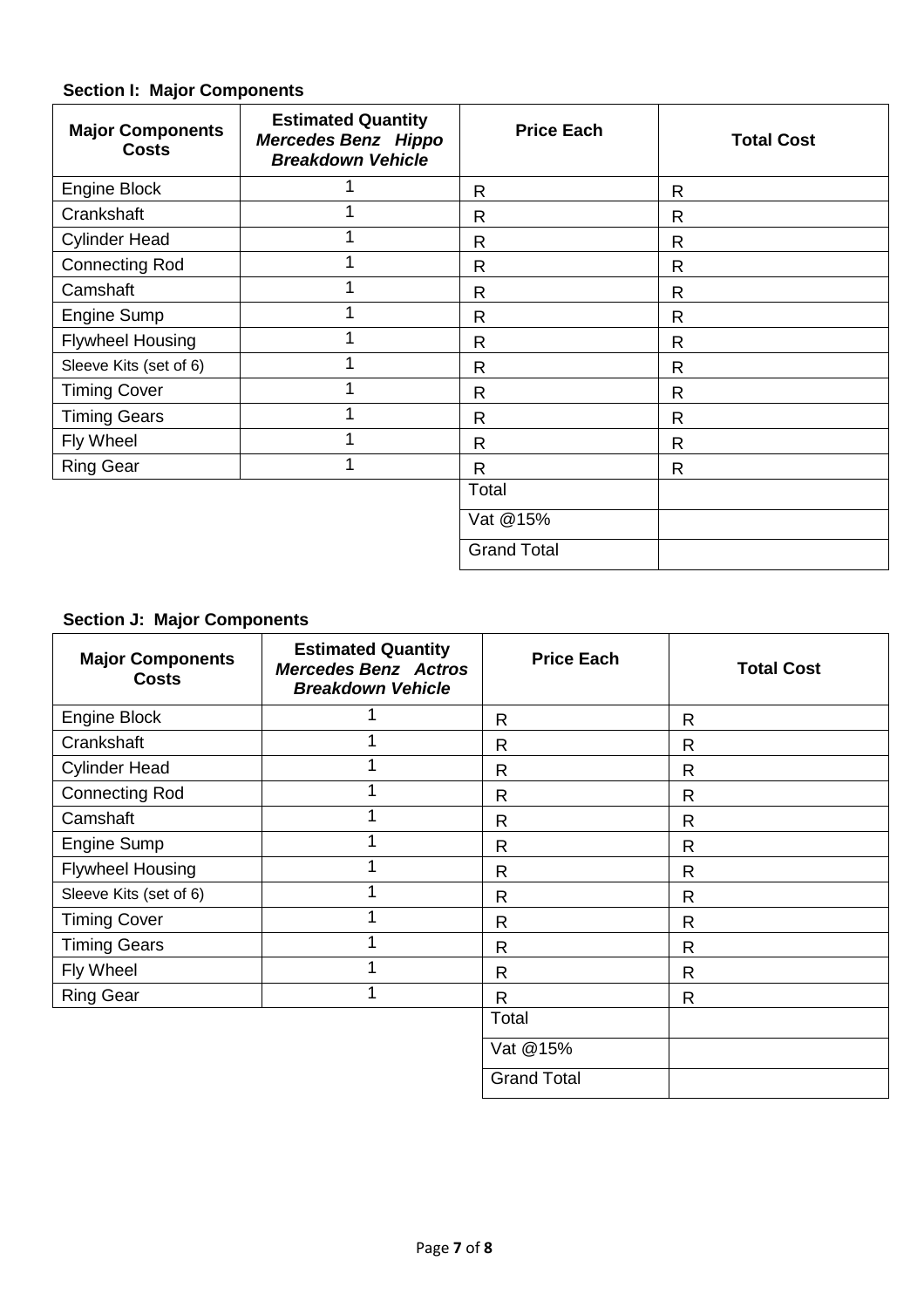**Section I: Major Components**

| Major Components Costs | Estimated Quantity ***Mercedes Benz Hippo Breakdown Vehicle*** | Price Each | Total Cost |
|---|---|---|---|
| Engine Block | 1 | R | R |
| Crankshaft | 1 | R | R |
| Cylinder Head | 1 | R | R |
| Connecting Rod | 1 | R | R |
| Camshaft | 1 | R | R |
| Engine Sump | 1 | R | R |
| Flywheel Housing | 1 | R | R |
| Sleeve Kits (set of 6) | 1 | R | R |
| Timing Cover | 1 | R | R |
| Timing Gears | 1 | R | R |
| Fly Wheel | 1 | R | R |
| Ring Gear | 1 | R | R |
| | | Total | |
| | | Vat @15% | |
| | | Grand Total | |

**Section J: Major Components**

| Major Components Costs | Estimated Quantity ***Mercedes Benz Actros Breakdown Vehicle*** | Price Each | Total Cost |
|---|---|---|---|
| Engine Block | 1 | R | R |
| Crankshaft | 1 | R | R |
| Cylinder Head | 1 | R | R |
| Connecting Rod | 1 | R | R |
| Camshaft | 1 | R | R |
| Engine Sump | 1 | R | R |
| Flywheel Housing | 1 | R | R |
| Sleeve Kits (set of 6) | 1 | R | R |
| Timing Cover | 1 | R | R |
| Timing Gears | 1 | R | R |
| Fly Wheel | 1 | R | R |
| Ring Gear | 1 | R | R |
| | | Total | |
| | | Vat @15% | |
| | | Grand Total | |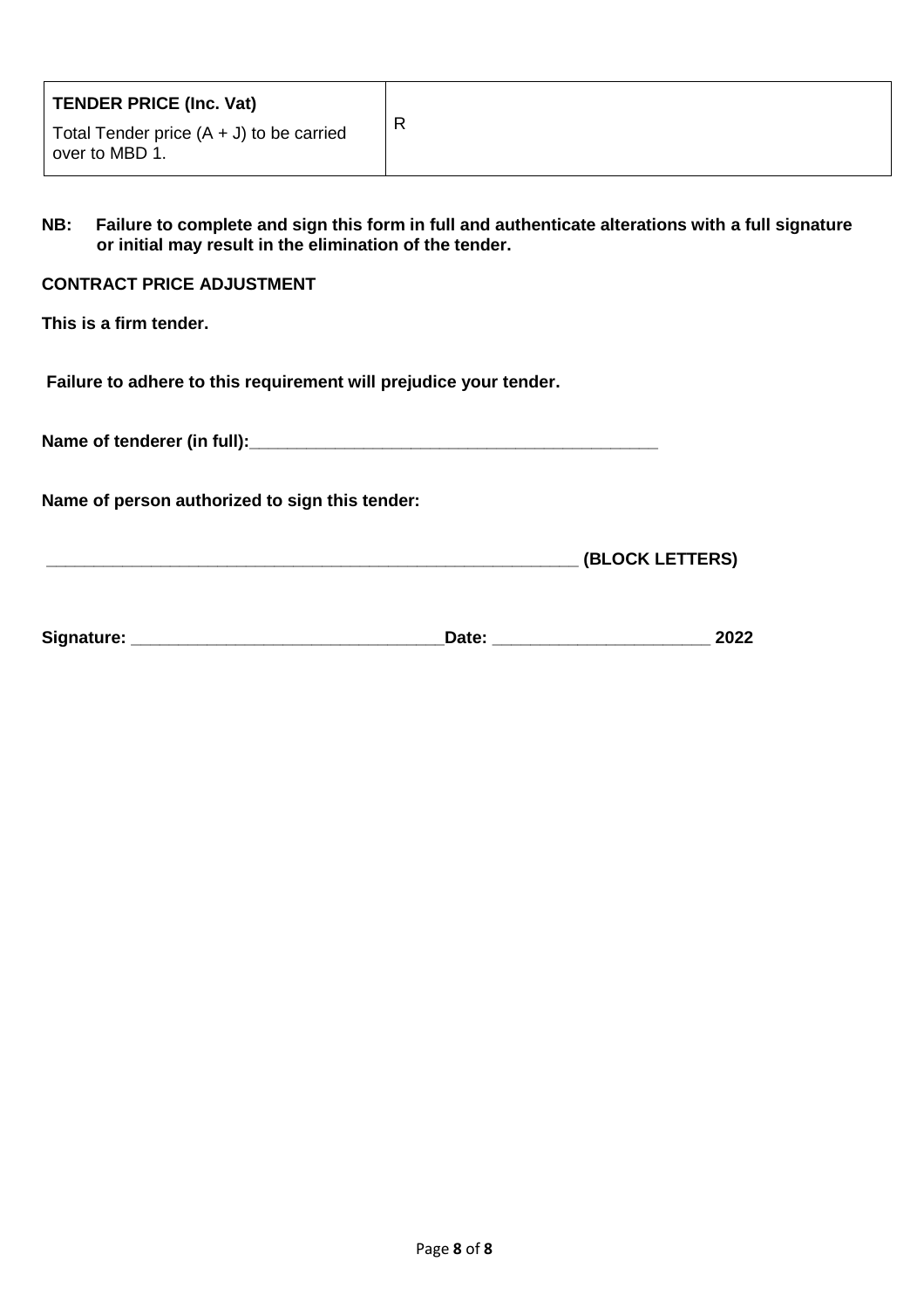| | |
|---|---|
| **TENDER PRICE (Inc. Vat)**<br>Total Tender price (A + J) to be carried over to MBD 1. | R |

**NB: Failure to complete and sign this form in full and authenticate alterations with a full signature or initial may result in the elimination of the tender.**

**CONTRACT PRICE ADJUSTMENT**

**This is a firm tender.**

**Failure to adhere to this requirement will prejudice your tender.**

**Name of tenderer (in full):_____________________________________________**

**Name of person authorized to sign this tender:**

**__________________________________________________________ (BLOCK LETTERS)**

**Signature: _________________________________Date: ______________________ 2022**